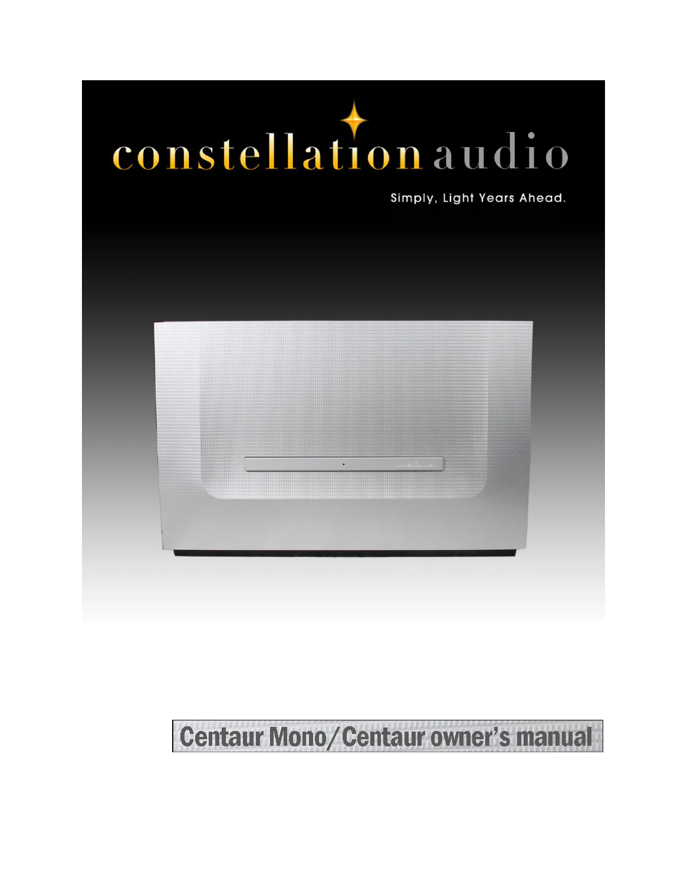constellation audio

Simply, Light Years Ahead.

# Centaur Mono/Centaur owner's manual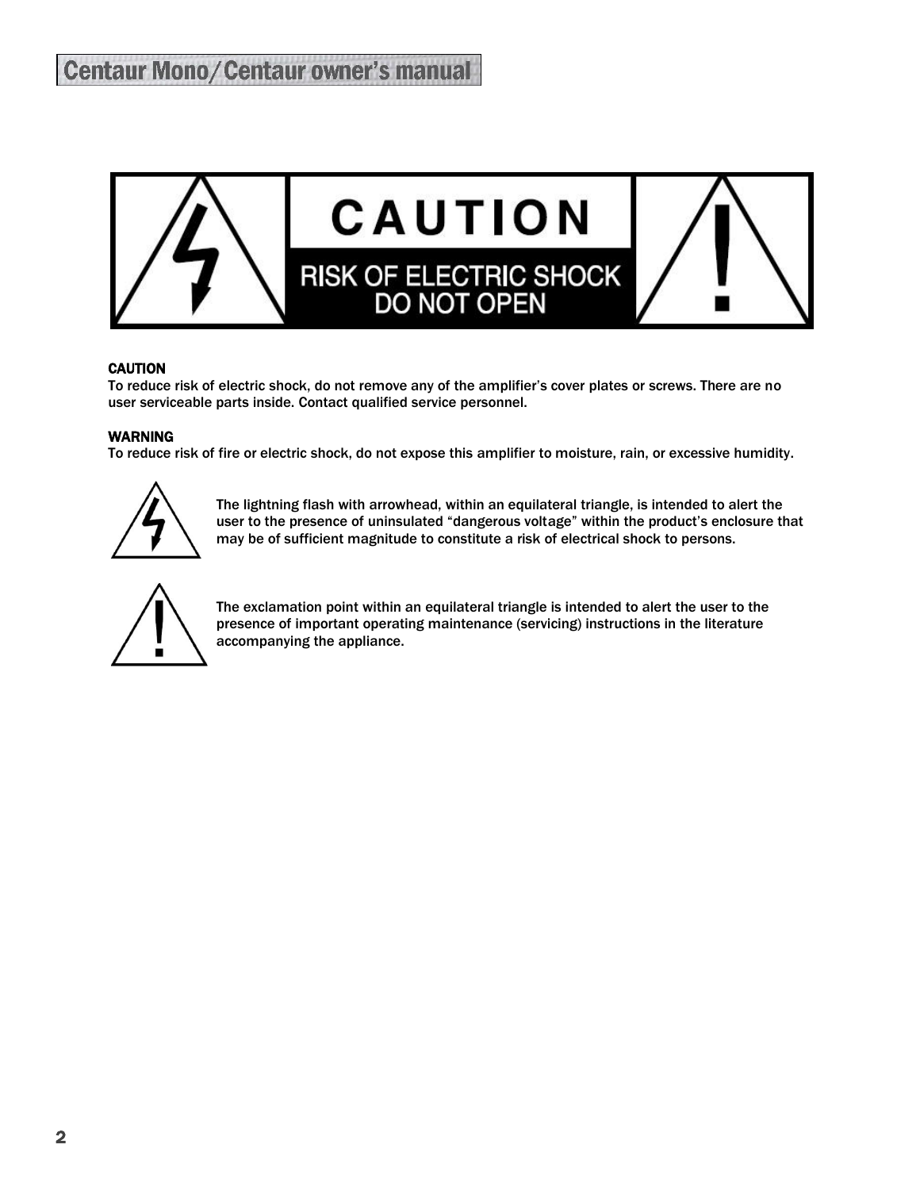**CAUTION**

**RISK OF ELECTRIC SHOCK**
**DO NOT OPEN**

**CAUTION**
To reduce risk of electric shock, do not remove any of the amplifier's cover plates or screws. There are no user serviceable parts inside. Contact qualified service personnel.

**WARNING**
To reduce risk of fire or electric shock, do not expose this amplifier to moisture, rain, or excessive humidity.

The lightning flash with arrowhead, within an equilateral triangle, is intended to alert the user to the presence of uninsulated "dangerous voltage" within the product's enclosure that may be of sufficient magnitude to constitute a risk of electrical shock to persons.

The exclamation point within an equilateral triangle is intended to alert the user to the presence of important operating maintenance (servicing) instructions in the literature accompanying the appliance.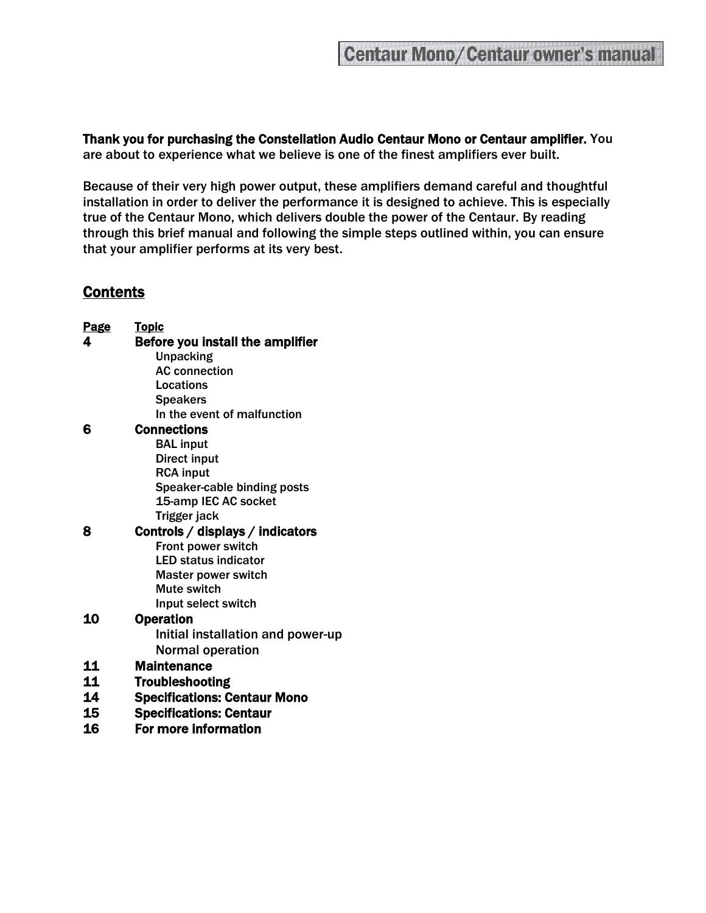**Thank you for purchasing the Constellation Audio Centaur Mono or Centaur amplifier.** You are about to experience what we believe is one of the finest amplifiers ever built.

Because of their very high power output, these amplifiers demand careful and thoughtful installation in order to deliver the performance it is designed to achieve. This is especially true of the Centaur Mono, which delivers double the power of the Centaur. By reading through this brief manual and following the simple steps outlined within, you can ensure that your amplifier performs at its very best.

## Contents

| Page | Topic |
| --- | --- |
| **4** | **Before you install the amplifier** |
| | Unpacking |
| | AC connection |
| | Locations |
| | Speakers |
| | In the event of malfunction |
| **6** | **Connections** |
| | BAL input |
| | Direct input |
| | RCA input |
| | Speaker-cable binding posts |
| | 15-amp IEC AC socket |
| | Trigger jack |
| **8** | **Controls / displays / indicators** |
| | Front power switch |
| | LED status indicator |
| | Master power switch |
| | Mute switch |
| | Input select switch |
| **10** | **Operation** |
| | Initial installation and power-up |
| | Normal operation |
| **11** | **Maintenance** |
| **11** | **Troubleshooting** |
| **14** | **Specifications: Centaur Mono** |
| **15** | **Specifications: Centaur** |
| **16** | **For more information** |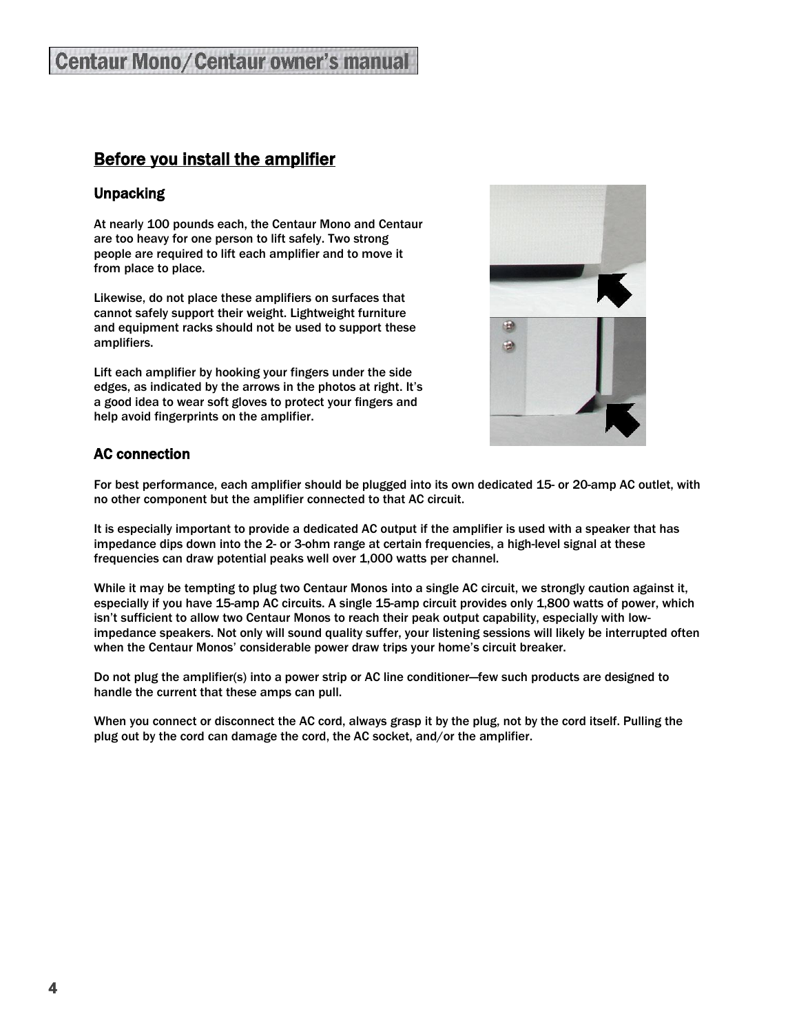## Before you install the amplifier

### Unpacking

At nearly 100 pounds each, the Centaur Mono and Centaur are too heavy for one person to lift safely. Two strong people are required to lift each amplifier and to move it from place to place.

Likewise, do not place these amplifiers on surfaces that cannot safely support their weight. Lightweight furniture and equipment racks should not be used to support these amplifiers.

Lift each amplifier by hooking your fingers under the side edges, as indicated by the arrows in the photos at right. It's a good idea to wear soft gloves to protect your fingers and help avoid fingerprints on the amplifier.

### AC connection

For best performance, each amplifier should be plugged into its own dedicated 15- or 20-amp AC outlet, with no other component but the amplifier connected to that AC circuit.

It is especially important to provide a dedicated AC output if the amplifier is used with a speaker that has impedance dips down into the 2- or 3-ohm range at certain frequencies, a high-level signal at these frequencies can draw potential peaks well over 1,000 watts per channel.

While it may be tempting to plug two Centaur Monos into a single AC circuit, we strongly caution against it, especially if you have 15-amp AC circuits. A single 15-amp circuit provides only 1,800 watts of power, which isn't sufficient to allow two Centaur Monos to reach their peak output capability, especially with low-impedance speakers. Not only will sound quality suffer, your listening sessions will likely be interrupted often when the Centaur Monos' considerable power draw trips your home's circuit breaker.

Do not plug the amplifier(s) into a power strip or AC line conditioner—few such products are designed to handle the current that these amps can pull.

When you connect or disconnect the AC cord, always grasp it by the plug, not by the cord itself. Pulling the plug out by the cord can damage the cord, the AC socket, and/or the amplifier.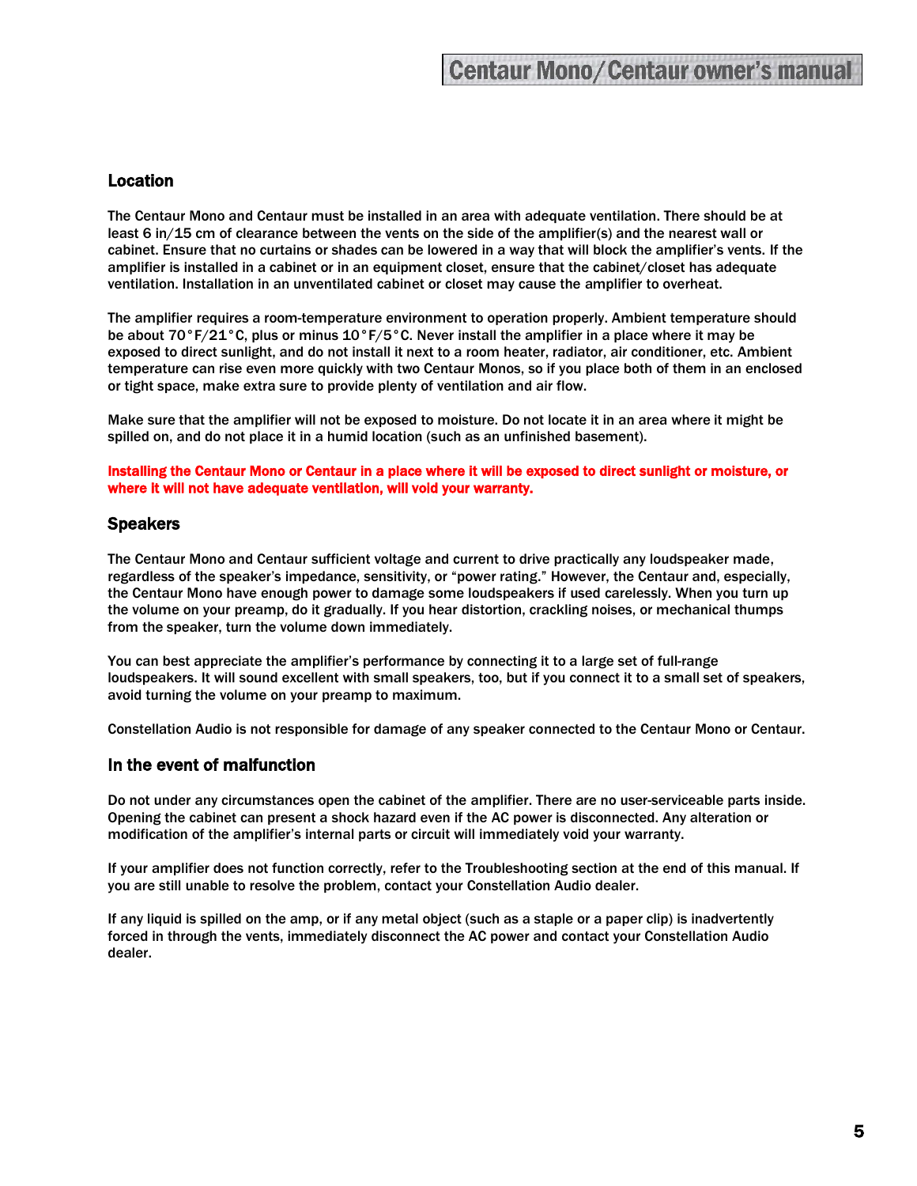## Location

The Centaur Mono and Centaur must be installed in an area with adequate ventilation. There should be at least 6 in/15 cm of clearance between the vents on the side of the amplifier(s) and the nearest wall or cabinet. Ensure that no curtains or shades can be lowered in a way that will block the amplifier's vents. If the amplifier is installed in a cabinet or in an equipment closet, ensure that the cabinet/closet has adequate ventilation. Installation in an unventilated cabinet or closet may cause the amplifier to overheat.

The amplifier requires a room-temperature environment to operation properly. Ambient temperature should be about 70°F/21°C, plus or minus 10°F/5°C. Never install the amplifier in a place where it may be exposed to direct sunlight, and do not install it next to a room heater, radiator, air conditioner, etc. Ambient temperature can rise even more quickly with two Centaur Monos, so if you place both of them in an enclosed or tight space, make extra sure to provide plenty of ventilation and air flow.

Make sure that the amplifier will not be exposed to moisture. Do not locate it in an area where it might be spilled on, and do not place it in a humid location (such as an unfinished basement).

**Installing the Centaur Mono or Centaur in a place where it will be exposed to direct sunlight or moisture, or where it will not have adequate ventilation, will void your warranty.**

## Speakers

The Centaur Mono and Centaur sufficient voltage and current to drive practically any loudspeaker made, regardless of the speaker's impedance, sensitivity, or "power rating." However, the Centaur and, especially, the Centaur Mono have enough power to damage some loudspeakers if used carelessly. When you turn up the volume on your preamp, do it gradually. If you hear distortion, crackling noises, or mechanical thumps from the speaker, turn the volume down immediately.

You can best appreciate the amplifier's performance by connecting it to a large set of full-range loudspeakers. It will sound excellent with small speakers, too, but if you connect it to a small set of speakers, avoid turning the volume on your preamp to maximum.

Constellation Audio is not responsible for damage of any speaker connected to the Centaur Mono or Centaur.

## In the event of malfunction

Do not under any circumstances open the cabinet of the amplifier. There are no user-serviceable parts inside. Opening the cabinet can present a shock hazard even if the AC power is disconnected. Any alteration or modification of the amplifier's internal parts or circuit will immediately void your warranty.

If your amplifier does not function correctly, refer to the Troubleshooting section at the end of this manual. If you are still unable to resolve the problem, contact your Constellation Audio dealer.

If any liquid is spilled on the amp, or if any metal object (such as a staple or a paper clip) is inadvertently forced in through the vents, immediately disconnect the AC power and contact your Constellation Audio dealer.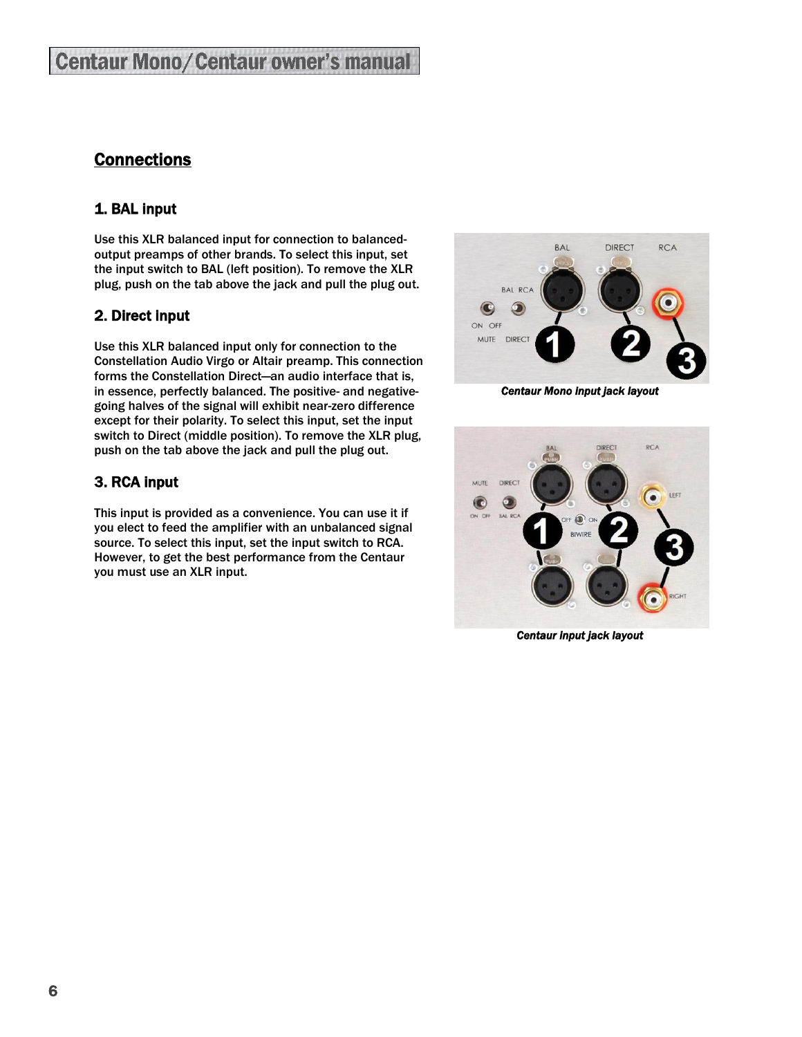## Connections

### 1. BAL input

Use this XLR balanced input for connection to balanced-output preamps of other brands. To select this input, set the input switch to BAL (left position). To remove the XLR plug, push on the tab above the jack and pull the plug out.

### 2. Direct input

Use this XLR balanced input only for connection to the Constellation Audio Virgo or Altair preamp. This connection forms the Constellation Direct—an audio interface that is, in essence, perfectly balanced. The positive- and negative-going halves of the signal will exhibit near-zero difference except for their polarity. To select this input, set the input switch to Direct (middle position). To remove the XLR plug, push on the tab above the jack and pull the plug out.

### 3. RCA input

This input is provided as a convenience. You can use it if you elect to feed the amplifier with an unbalanced signal source. To select this input, set the input switch to RCA. However, to get the best performance from the Centaur you must use an XLR input.

***Centaur Mono input jack layout***

***Centaur input jack layout***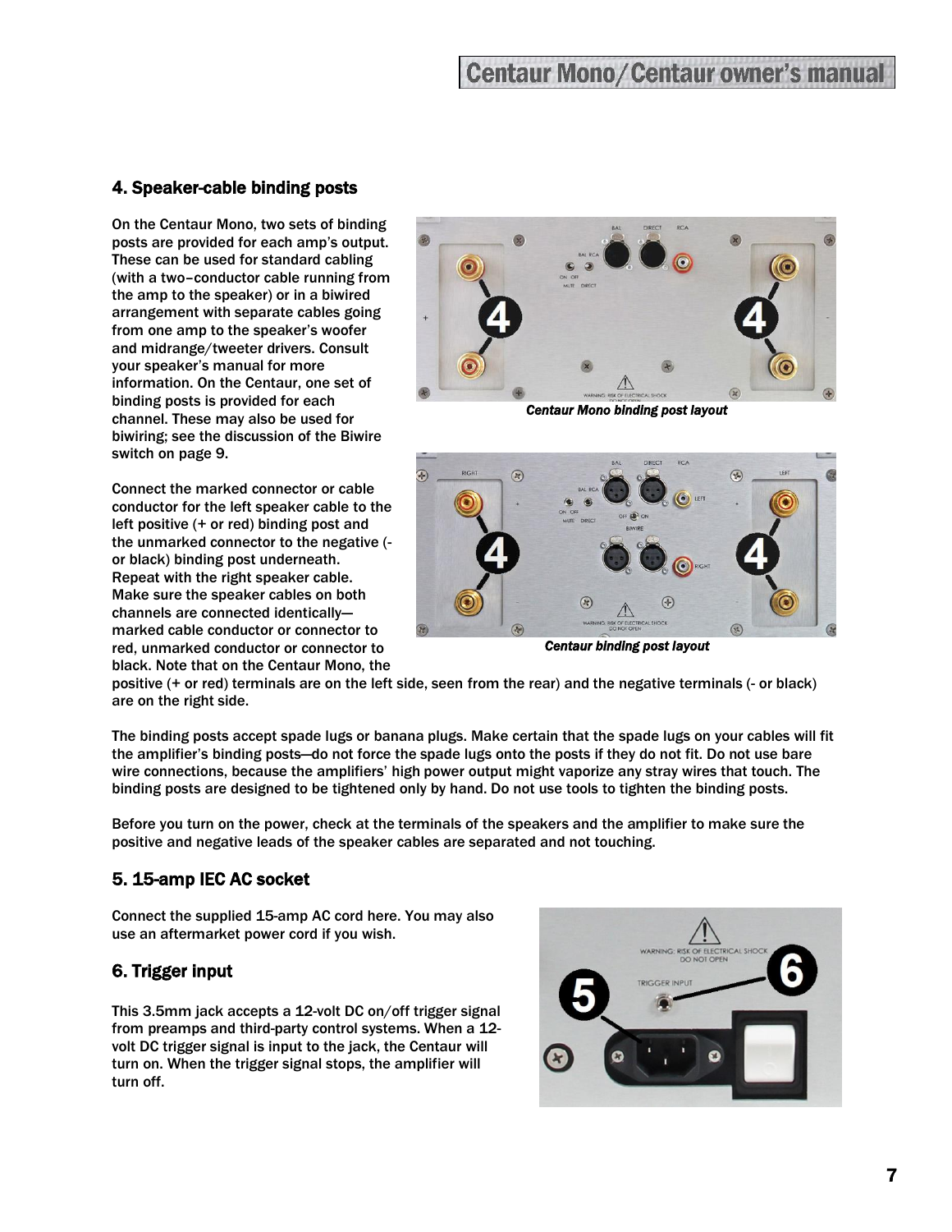## 4. Speaker-cable binding posts

On the Centaur Mono, two sets of binding posts are provided for each amp's output. These can be used for standard cabling (with a two–conductor cable running from the amp to the speaker) or in a biwired arrangement with separate cables going from one amp to the speaker's woofer and midrange/tweeter drivers. Consult your speaker's manual for more information. On the Centaur, one set of binding posts is provided for each channel. These may also be used for biwiring; see the discussion of the Biwire switch on page 9.

*Centaur Mono binding post layout*

*Centaur binding post layout*

Connect the marked connector or cable conductor for the left speaker cable to the left positive (+ or red) binding post and the unmarked connector to the negative (- or black) binding post underneath. Repeat with the right speaker cable. Make sure the speaker cables on both channels are connected identically—marked cable conductor or connector to red, unmarked conductor or connector to black. Note that on the Centaur Mono, the positive (+ or red) terminals are on the left side, seen from the rear) and the negative terminals (- or black) are on the right side.

The binding posts accept spade lugs or banana plugs. Make certain that the spade lugs on your cables will fit the amplifier's binding posts—do not force the spade lugs onto the posts if they do not fit. Do not use bare wire connections, because the amplifiers' high power output might vaporize any stray wires that touch. The binding posts are designed to be tightened only by hand. Do not use tools to tighten the binding posts.

Before you turn on the power, check at the terminals of the speakers and the amplifier to make sure the positive and negative leads of the speaker cables are separated and not touching.

## 5. 15-amp IEC AC socket

Connect the supplied 15-amp AC cord here. You may also use an aftermarket power cord if you wish.

## 6. Trigger input

This 3.5mm jack accepts a 12-volt DC on/off trigger signal from preamps and third-party control systems. When a 12-volt DC trigger signal is input to the jack, the Centaur will turn on. When the trigger signal stops, the amplifier will turn off.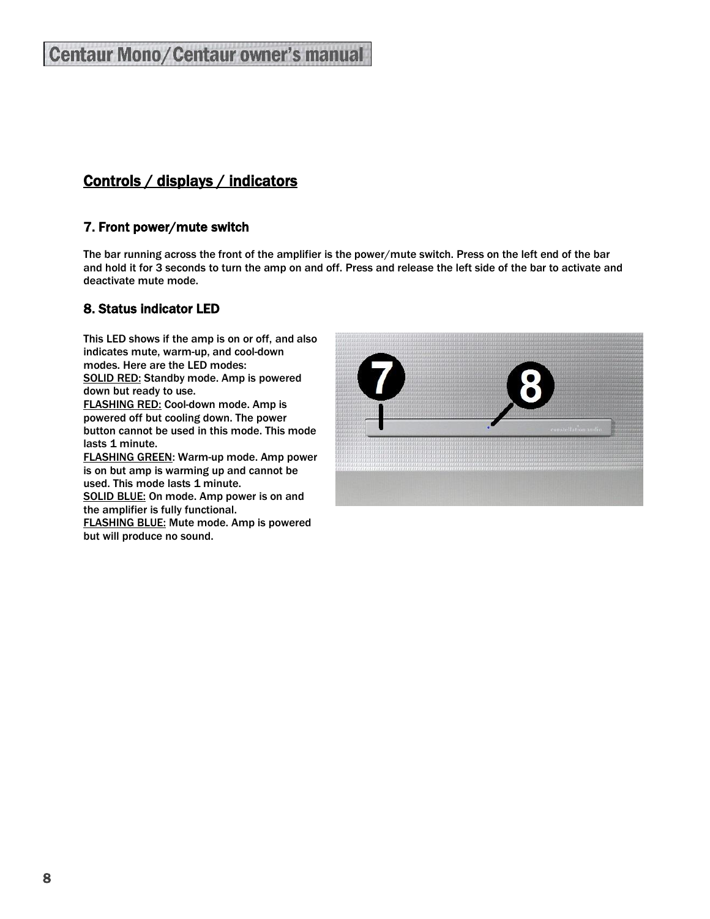## Controls / displays / indicators

### 7. Front power/mute switch

The bar running across the front of the amplifier is the power/mute switch. Press on the left end of the bar and hold it for 3 seconds to turn the amp on and off. Press and release the left side of the bar to activate and deactivate mute mode.

### 8. Status indicator LED

This LED shows if the amp is on or off, and also indicates mute, warm-up, and cool-down modes. Here are the LED modes:

SOLID RED: Standby mode. Amp is powered down but ready to use.

FLASHING RED: Cool-down mode. Amp is powered off but cooling down. The power button cannot be used in this mode. This mode lasts 1 minute.

FLASHING GREEN: Warm-up mode. Amp power is on but amp is warming up and cannot be used. This mode lasts 1 minute.

SOLID BLUE: On mode. Amp power is on and the amplifier is fully functional.

FLASHING BLUE: Mute mode. Amp is powered but will produce no sound.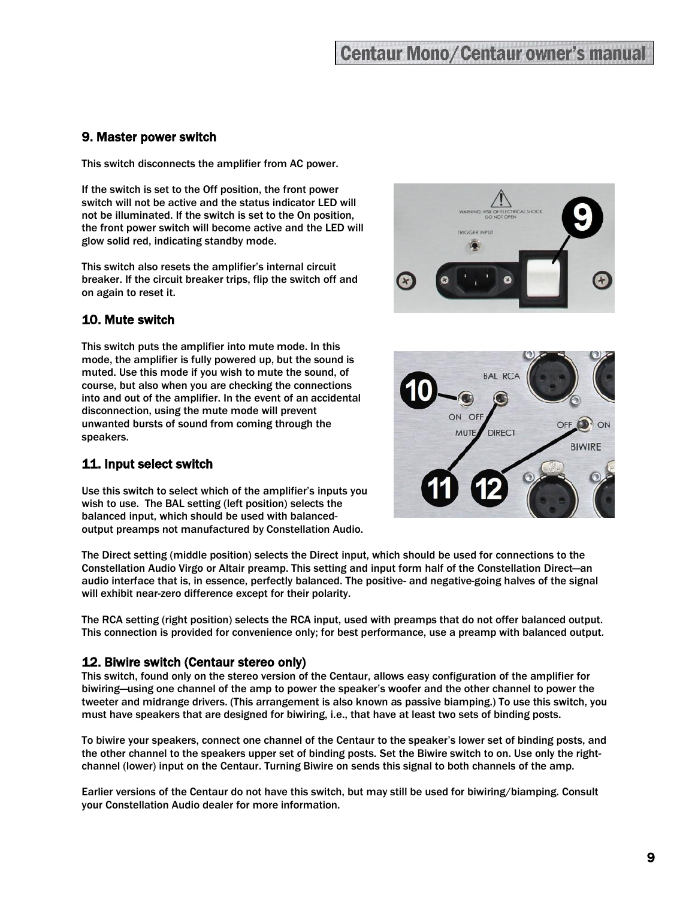## 9. Master power switch

This switch disconnects the amplifier from AC power.

If the switch is set to the Off position, the front power switch will not be active and the status indicator LED will not be illuminated. If the switch is set to the On position, the front power switch will become active and the LED will glow solid red, indicating standby mode.

This switch also resets the amplifier's internal circuit breaker. If the circuit breaker trips, flip the switch off and on again to reset it.

## 10. Mute switch

This switch puts the amplifier into mute mode. In this mode, the amplifier is fully powered up, but the sound is muted. Use this mode if you wish to mute the sound, of course, but also when you are checking the connections into and out of the amplifier. In the event of an accidental disconnection, using the mute mode will prevent unwanted bursts of sound from coming through the speakers.

## 11. Input select switch

Use this switch to select which of the amplifier's inputs you wish to use. The BAL setting (left position) selects the balanced input, which should be used with balanced-output preamps not manufactured by Constellation Audio.

The Direct setting (middle position) selects the Direct input, which should be used for connections to the Constellation Audio Virgo or Altair preamp. This setting and input form half of the Constellation Direct—an audio interface that is, in essence, perfectly balanced. The positive- and negative-going halves of the signal will exhibit near-zero difference except for their polarity.

The RCA setting (right position) selects the RCA input, used with preamps that do not offer balanced output. This connection is provided for convenience only; for best performance, use a preamp with balanced output.

## 12. Biwire switch (Centaur stereo only)

This switch, found only on the stereo version of the Centaur, allows easy configuration of the amplifier for biwiring—using one channel of the amp to power the speaker's woofer and the other channel to power the tweeter and midrange drivers. (This arrangement is also known as passive biamping.) To use this switch, you must have speakers that are designed for biwiring, i.e., that have at least two sets of binding posts.

To biwire your speakers, connect one channel of the Centaur to the speaker's lower set of binding posts, and the other channel to the speakers upper set of binding posts. Set the Biwire switch to on. Use only the right-channel (lower) input on the Centaur. Turning Biwire on sends this signal to both channels of the amp.

Earlier versions of the Centaur do not have this switch, but may still be used for biwiring/biamping. Consult your Constellation Audio dealer for more information.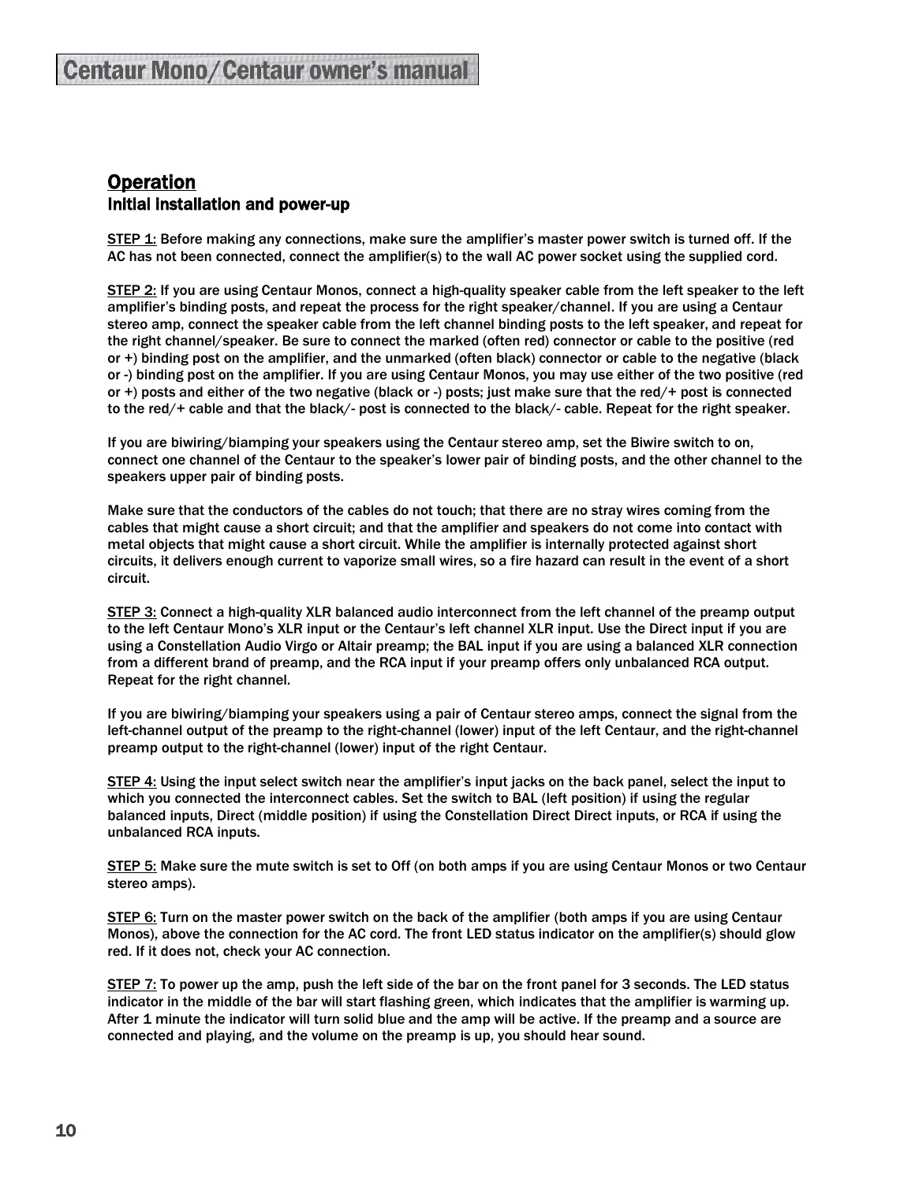## Operation

### Initial installation and power-up

STEP 1: Before making any connections, make sure the amplifier's master power switch is turned off. If the AC has not been connected, connect the amplifier(s) to the wall AC power socket using the supplied cord.

STEP 2: If you are using Centaur Monos, connect a high-quality speaker cable from the left speaker to the left amplifier's binding posts, and repeat the process for the right speaker/channel. If you are using a Centaur stereo amp, connect the speaker cable from the left channel binding posts to the left speaker, and repeat for the right channel/speaker. Be sure to connect the marked (often red) connector or cable to the positive (red or +) binding post on the amplifier, and the unmarked (often black) connector or cable to the negative (black or -) binding post on the amplifier. If you are using Centaur Monos, you may use either of the two positive (red or +) posts and either of the two negative (black or -) posts; just make sure that the red/+ post is connected to the red/+ cable and that the black/- post is connected to the black/- cable. Repeat for the right speaker.

If you are biwiring/biamping your speakers using the Centaur stereo amp, set the Biwire switch to on, connect one channel of the Centaur to the speaker's lower pair of binding posts, and the other channel to the speakers upper pair of binding posts.

Make sure that the conductors of the cables do not touch; that there are no stray wires coming from the cables that might cause a short circuit; and that the amplifier and speakers do not come into contact with metal objects that might cause a short circuit. While the amplifier is internally protected against short circuits, it delivers enough current to vaporize small wires, so a fire hazard can result in the event of a short circuit.

STEP 3: Connect a high-quality XLR balanced audio interconnect from the left channel of the preamp output to the left Centaur Mono's XLR input or the Centaur's left channel XLR input. Use the Direct input if you are using a Constellation Audio Virgo or Altair preamp; the BAL input if you are using a balanced XLR connection from a different brand of preamp, and the RCA input if your preamp offers only unbalanced RCA output. Repeat for the right channel.

If you are biwiring/biamping your speakers using a pair of Centaur stereo amps, connect the signal from the left-channel output of the preamp to the right-channel (lower) input of the left Centaur, and the right-channel preamp output to the right-channel (lower) input of the right Centaur.

STEP 4: Using the input select switch near the amplifier's input jacks on the back panel, select the input to which you connected the interconnect cables. Set the switch to BAL (left position) if using the regular balanced inputs, Direct (middle position) if using the Constellation Direct Direct inputs, or RCA if using the unbalanced RCA inputs.

STEP 5: Make sure the mute switch is set to Off (on both amps if you are using Centaur Monos or two Centaur stereo amps).

STEP 6: Turn on the master power switch on the back of the amplifier (both amps if you are using Centaur Monos), above the connection for the AC cord. The front LED status indicator on the amplifier(s) should glow red. If it does not, check your AC connection.

STEP 7: To power up the amp, push the left side of the bar on the front panel for 3 seconds. The LED status indicator in the middle of the bar will start flashing green, which indicates that the amplifier is warming up. After 1 minute the indicator will turn solid blue and the amp will be active. If the preamp and a source are connected and playing, and the volume on the preamp is up, you should hear sound.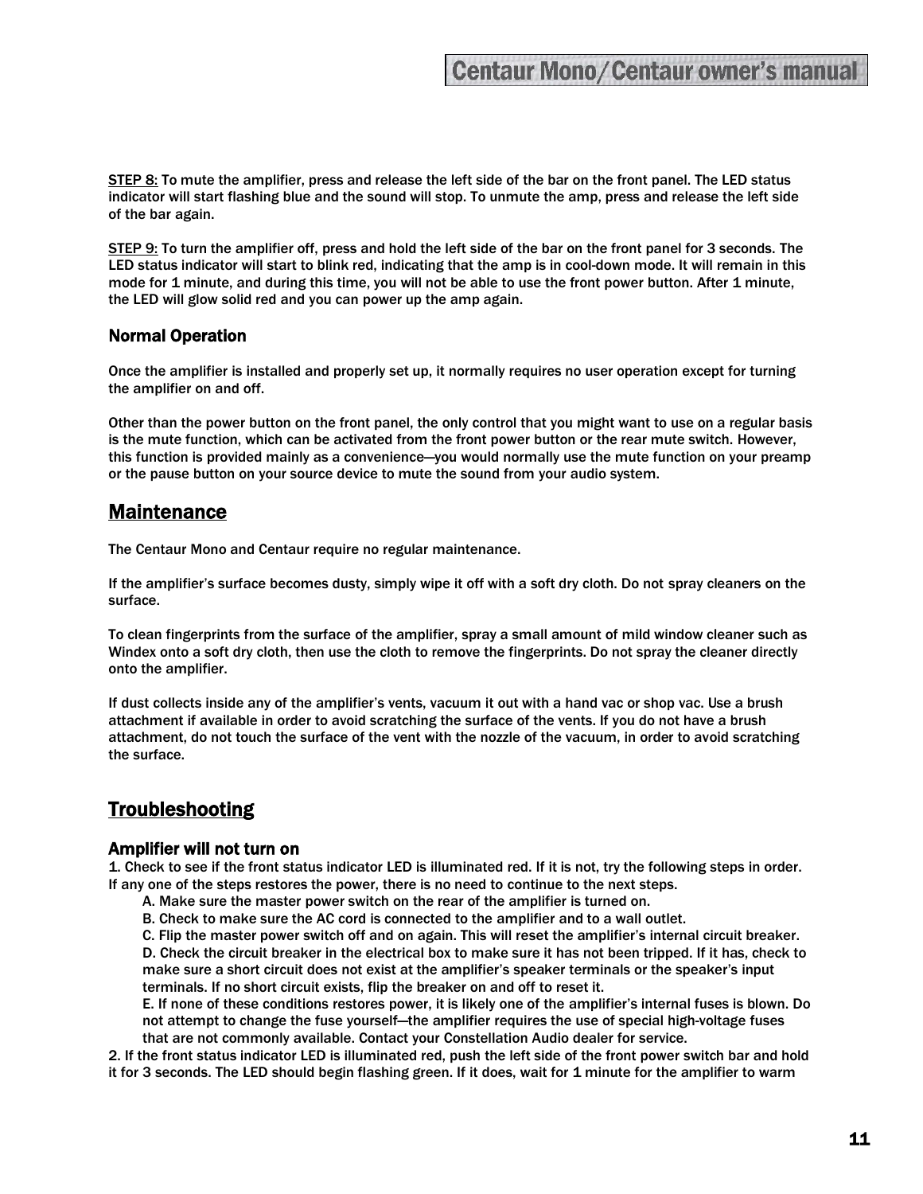<u>STEP 8:</u> To mute the amplifier, press and release the left side of the bar on the front panel. The LED status indicator will start flashing blue and the sound will stop. To unmute the amp, press and release the left side of the bar again.

<u>STEP 9:</u> To turn the amplifier off, press and hold the left side of the bar on the front panel for 3 seconds. The LED status indicator will start to blink red, indicating that the amp is in cool-down mode. It will remain in this mode for 1 minute, and during this time, you will not be able to use the front power button. After 1 minute, the LED will glow solid red and you can power up the amp again.

### Normal Operation

Once the amplifier is installed and properly set up, it normally requires no user operation except for turning the amplifier on and off.

Other than the power button on the front panel, the only control that you might want to use on a regular basis is the mute function, which can be activated from the front power button or the rear mute switch. However, this function is provided mainly as a convenience—you would normally use the mute function on your preamp or the pause button on your source device to mute the sound from your audio system.

## Maintenance

The Centaur Mono and Centaur require no regular maintenance.

If the amplifier's surface becomes dusty, simply wipe it off with a soft dry cloth. Do not spray cleaners on the surface.

To clean fingerprints from the surface of the amplifier, spray a small amount of mild window cleaner such as Windex onto a soft dry cloth, then use the cloth to remove the fingerprints. Do not spray the cleaner directly onto the amplifier.

If dust collects inside any of the amplifier's vents, vacuum it out with a hand vac or shop vac. Use a brush attachment if available in order to avoid scratching the surface of the vents. If you do not have a brush attachment, do not touch the surface of the vent with the nozzle of the vacuum, in order to avoid scratching the surface.

## Troubleshooting

### Amplifier will not turn on

1. Check to see if the front status indicator LED is illuminated red. If it is not, try the following steps in order. If any one of the steps restores the power, there is no need to continue to the next steps.
   A. Make sure the master power switch on the rear of the amplifier is turned on.
   B. Check to make sure the AC cord is connected to the amplifier and to a wall outlet.
   C. Flip the master power switch off and on again. This will reset the amplifier's internal circuit breaker.
   D. Check the circuit breaker in the electrical box to make sure it has not been tripped. If it has, check to make sure a short circuit does not exist at the amplifier's speaker terminals or the speaker's input terminals. If no short circuit exists, flip the breaker on and off to reset it.
   E. If none of these conditions restores power, it is likely one of the amplifier's internal fuses is blown. Do not attempt to change the fuse yourself—the amplifier requires the use of special high-voltage fuses that are not commonly available. Contact your Constellation Audio dealer for service.
2. If the front status indicator LED is illuminated red, push the left side of the front power switch bar and hold it for 3 seconds. The LED should begin flashing green. If it does, wait for 1 minute for the amplifier to warm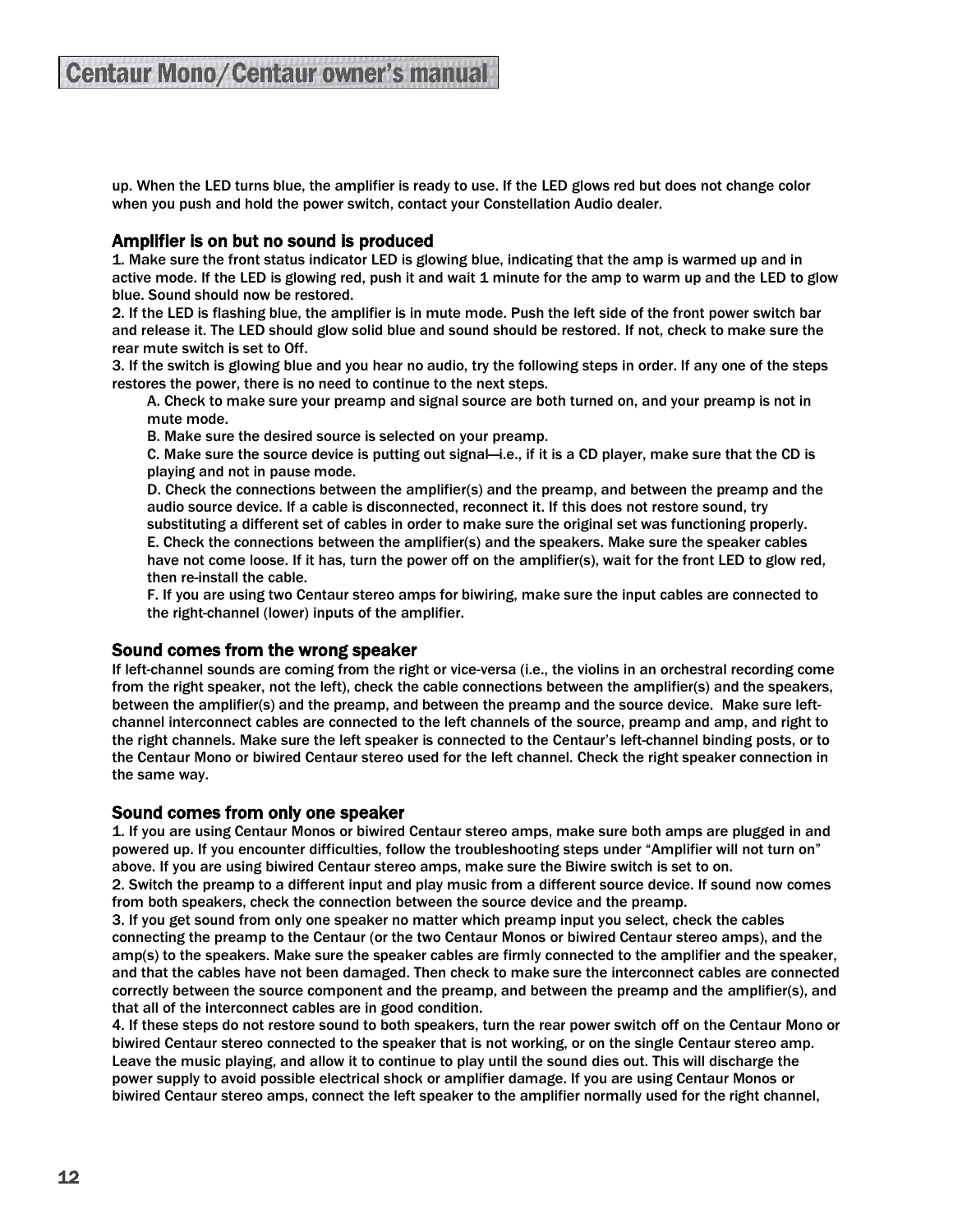up. When the LED turns blue, the amplifier is ready to use. If the LED glows red but does not change color when you push and hold the power switch, contact your Constellation Audio dealer.

### Amplifier is on but no sound is produced

1. Make sure the front status indicator LED is glowing blue, indicating that the amp is warmed up and in active mode. If the LED is glowing red, push it and wait 1 minute for the amp to warm up and the LED to glow blue. Sound should now be restored.
2. If the LED is flashing blue, the amplifier is in mute mode. Push the left side of the front power switch bar and release it. The LED should glow solid blue and sound should be restored. If not, check to make sure the rear mute switch is set to Off.
3. If the switch is glowing blue and you hear no audio, try the following steps in order. If any one of the steps restores the power, there is no need to continue to the next steps.
   A. Check to make sure your preamp and signal source are both turned on, and your preamp is not in mute mode.
   B. Make sure the desired source is selected on your preamp.
   C. Make sure the source device is putting out signal—i.e., if it is a CD player, make sure that the CD is playing and not in pause mode.
   D. Check the connections between the amplifier(s) and the preamp, and between the preamp and the audio source device. If a cable is disconnected, reconnect it. If this does not restore sound, try substituting a different set of cables in order to make sure the original set was functioning properly.
   E. Check the connections between the amplifier(s) and the speakers. Make sure the speaker cables have not come loose. If it has, turn the power off on the amplifier(s), wait for the front LED to glow red, then re-install the cable.
   F. If you are using two Centaur stereo amps for biwiring, make sure the input cables are connected to the right-channel (lower) inputs of the amplifier.

### Sound comes from the wrong speaker

If left-channel sounds are coming from the right or vice-versa (i.e., the violins in an orchestral recording come from the right speaker, not the left), check the cable connections between the amplifier(s) and the speakers, between the amplifier(s) and the preamp, and between the preamp and the source device. Make sure left-channel interconnect cables are connected to the left channels of the source, preamp and amp, and right to the right channels. Make sure the left speaker is connected to the Centaur's left-channel binding posts, or to the Centaur Mono or biwired Centaur stereo used for the left channel. Check the right speaker connection in the same way.

### Sound comes from only one speaker

1. If you are using Centaur Monos or biwired Centaur stereo amps, make sure both amps are plugged in and powered up. If you encounter difficulties, follow the troubleshooting steps under "Amplifier will not turn on" above. If you are using biwired Centaur stereo amps, make sure the Biwire switch is set to on.
2. Switch the preamp to a different input and play music from a different source device. If sound now comes from both speakers, check the connection between the source device and the preamp.
3. If you get sound from only one speaker no matter which preamp input you select, check the cables connecting the preamp to the Centaur (or the two Centaur Monos or biwired Centaur stereo amps), and the amp(s) to the speakers. Make sure the speaker cables are firmly connected to the amplifier and the speaker, and that the cables have not been damaged. Then check to make sure the interconnect cables are connected correctly between the source component and the preamp, and between the preamp and the amplifier(s), and that all of the interconnect cables are in good condition.
4. If these steps do not restore sound to both speakers, turn the rear power switch off on the Centaur Mono or biwired Centaur stereo connected to the speaker that is not working, or on the single Centaur stereo amp. Leave the music playing, and allow it to continue to play until the sound dies out. This will discharge the power supply to avoid possible electrical shock or amplifier damage. If you are using Centaur Monos or biwired Centaur stereo amps, connect the left speaker to the amplifier normally used for the right channel,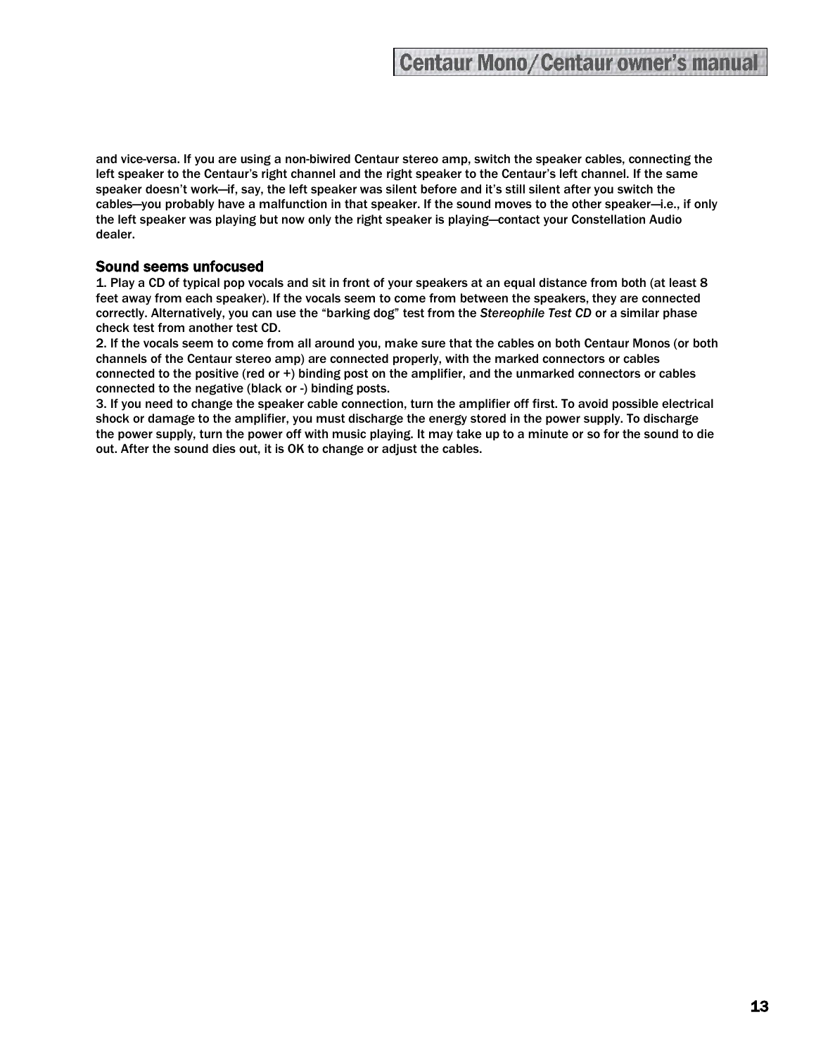and vice-versa. If you are using a non-biwired Centaur stereo amp, switch the speaker cables, connecting the left speaker to the Centaur's right channel and the right speaker to the Centaur's left channel. If the same speaker doesn't work—if, say, the left speaker was silent before and it's still silent after you switch the cables—you probably have a malfunction in that speaker. If the sound moves to the other speaker—i.e., if only the left speaker was playing but now only the right speaker is playing—contact your Constellation Audio dealer.

### Sound seems unfocused

1. Play a CD of typical pop vocals and sit in front of your speakers at an equal distance from both (at least 8 feet away from each speaker). If the vocals seem to come from between the speakers, they are connected correctly. Alternatively, you can use the "barking dog" test from the *Stereophile Test CD* or a similar phase check test from another test CD.
2. If the vocals seem to come from all around you, make sure that the cables on both Centaur Monos (or both channels of the Centaur stereo amp) are connected properly, with the marked connectors or cables connected to the positive (red or +) binding post on the amplifier, and the unmarked connectors or cables connected to the negative (black or -) binding posts.
3. If you need to change the speaker cable connection, turn the amplifier off first. To avoid possible electrical shock or damage to the amplifier, you must discharge the energy stored in the power supply. To discharge the power supply, turn the power off with music playing. It may take up to a minute or so for the sound to die out. After the sound dies out, it is OK to change or adjust the cables.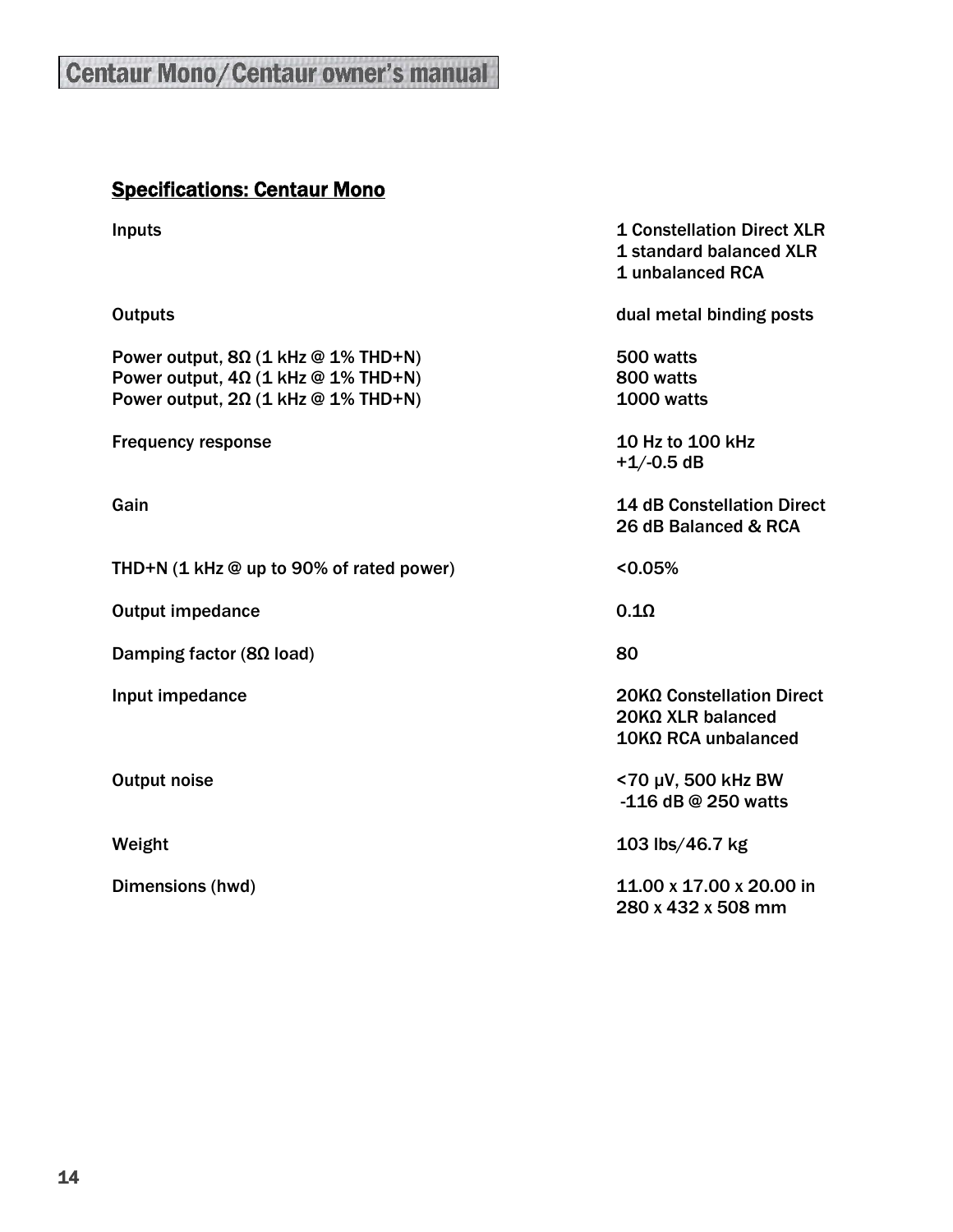## Specifications: Centaur Mono

| | |
|---|---|
| Inputs | 1 Constellation Direct XLR<br>1 standard balanced XLR<br>1 unbalanced RCA |
| Outputs | dual metal binding posts |
| Power output, 8Ω (1 kHz @ 1% THD+N) | 500 watts |
| Power output, 4Ω (1 kHz @ 1% THD+N) | 800 watts |
| Power output, 2Ω (1 kHz @ 1% THD+N) | 1000 watts |
| Frequency response | 10 Hz to 100 kHz<br>+1/-0.5 dB |
| Gain | 14 dB Constellation Direct<br>26 dB Balanced & RCA |
| THD+N (1 kHz @ up to 90% of rated power) | <0.05% |
| Output impedance | 0.1Ω |
| Damping factor (8Ω load) | 80 |
| Input impedance | 20KΩ Constellation Direct<br>20KΩ XLR balanced<br>10KΩ RCA unbalanced |
| Output noise | <70 µV, 500 kHz BW<br>-116 dB @ 250 watts |
| Weight | 103 lbs/46.7 kg |
| Dimensions (hwd) | 11.00 x 17.00 x 20.00 in<br>280 x 432 x 508 mm |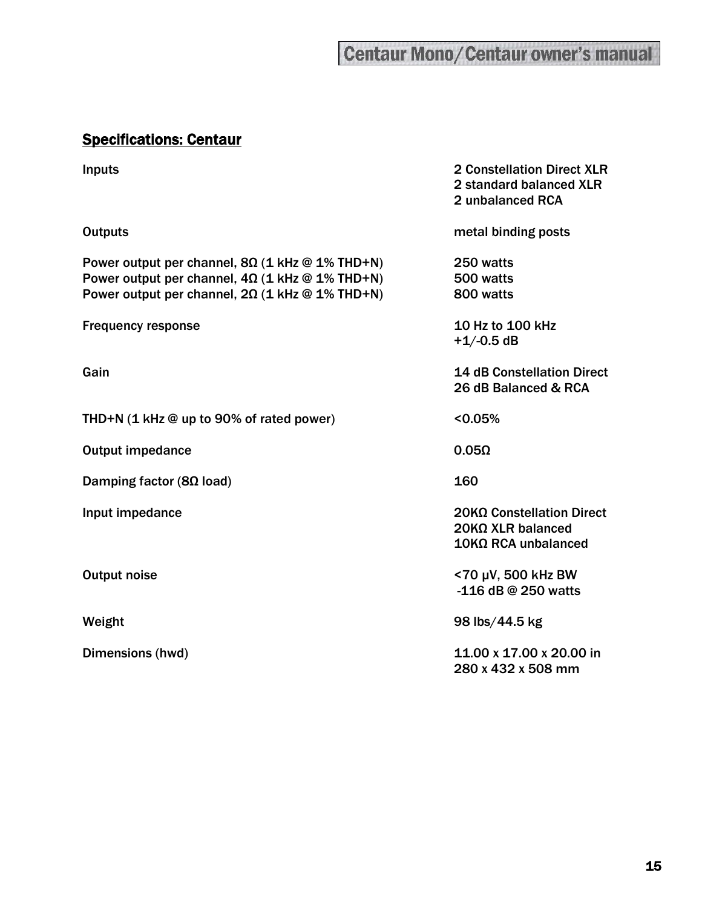## Specifications: Centaur

| | |
|---|---|
| Inputs | 2 Constellation Direct XLR<br>2 standard balanced XLR<br>2 unbalanced RCA |
| Outputs | metal binding posts |
| Power output per channel, 8Ω (1 kHz @ 1% THD+N) | 250 watts |
| Power output per channel, 4Ω (1 kHz @ 1% THD+N) | 500 watts |
| Power output per channel, 2Ω (1 kHz @ 1% THD+N) | 800 watts |
| Frequency response | 10 Hz to 100 kHz<br>+1/-0.5 dB |
| Gain | 14 dB Constellation Direct<br>26 dB Balanced & RCA |
| THD+N (1 kHz @ up to 90% of rated power) | <0.05% |
| Output impedance | 0.05Ω |
| Damping factor (8Ω load) | 160 |
| Input impedance | 20KΩ Constellation Direct<br>20KΩ XLR balanced<br>10KΩ RCA unbalanced |
| Output noise | <70 µV, 500 kHz BW<br>-116 dB @ 250 watts |
| Weight | 98 lbs/44.5 kg |
| Dimensions (hwd) | 11.00 x 17.00 x 20.00 in<br>280 x 432 x 508 mm |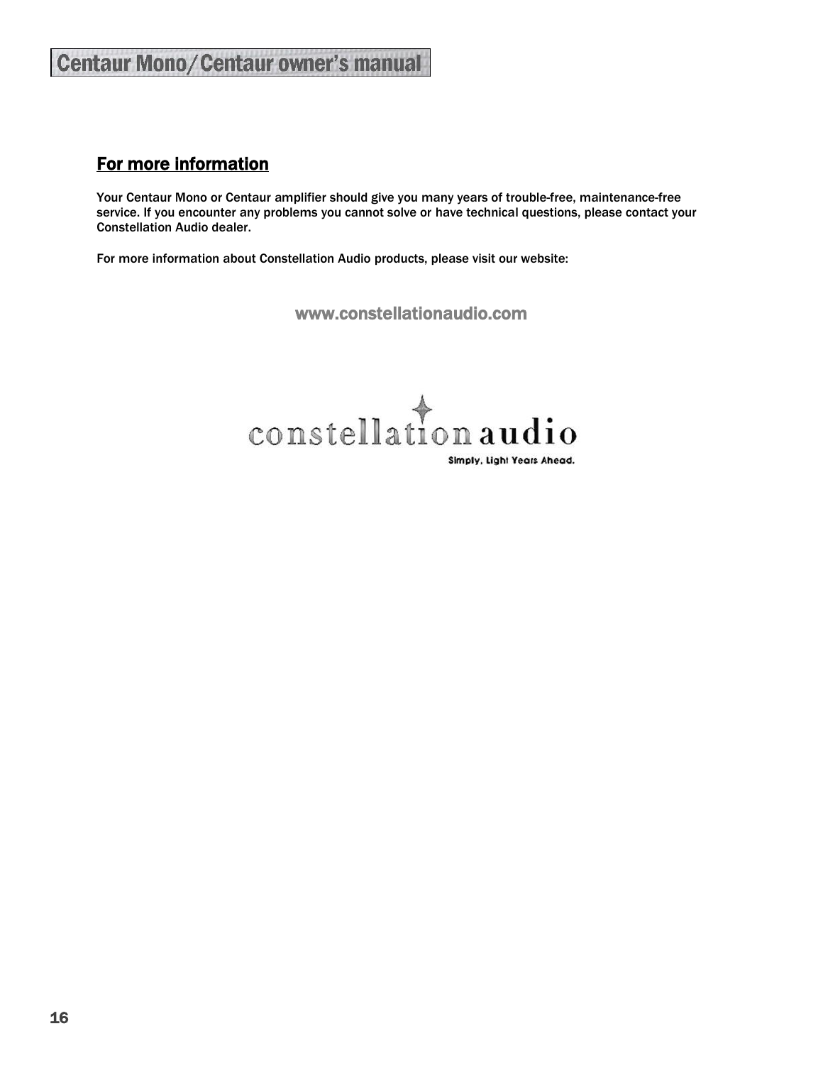## For more information

Your Centaur Mono or Centaur amplifier should give you many years of trouble-free, maintenance-free service. If you encounter any problems you cannot solve or have technical questions, please contact your Constellation Audio dealer.

For more information about Constellation Audio products, please visit our website:

www.constellationaudio.com

constellation audio

Simply, Light Years Ahead.